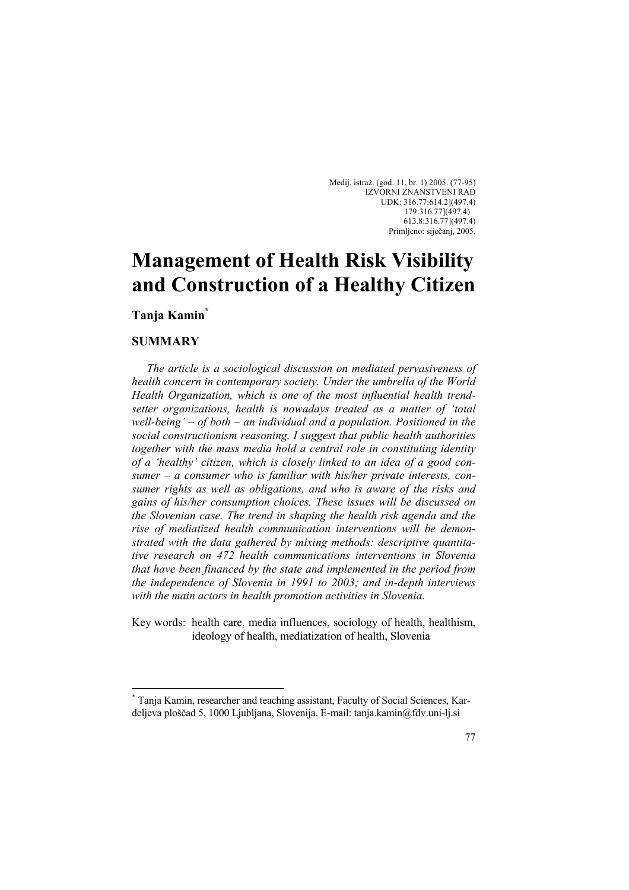Medij. istraž. (god. 11, br. 1) 2005. (77-95)
IZVORNI ZNANSTVENI RAD
UDK: 316.77:614.2](497.4)
179:316.77](497.4)
613.8:316.77](497.4)
Primljeno: siječanj, 2005.

# Management of Health Risk Visibility and Construction of a Healthy Citizen

**Tanja Kamin***

## SUMMARY

*The article is a sociological discussion on mediated pervasiveness of health concern in contemporary society. Under the umbrella of the World Health Organization, which is one of the most influential health trend-setter organizations, health is nowadays treated as a matter of 'total well-being' – of both – an individual and a population. Positioned in the social constructionism reasoning, I suggest that public health authorities together with the mass media hold a central role in constituting identity of a 'healthy' citizen, which is closely linked to an idea of a good consumer – a consumer who is familiar with his/her private interests, consumer rights as well as obligations, and who is aware of the risks and gains of his/her consumption choices. These issues will be discussed on the Slovenian case. The trend in shaping the health risk agenda and the rise of mediatized health communication interventions will be demonstrated with the data gathered by mixing methods: descriptive quantitative research on 472 health communications interventions in Slovenia that have been financed by the state and implemented in the period from the independence of Slovenia in 1991 to 2003; and in-depth interviews with the main actors in health promotion activities in Slovenia.*

Key words: health care, media influences, sociology of health, healthism, ideology of health, mediatization of health, Slovenia

---

\* Tanja Kamin, researcher and teaching assistant, Faculty of Social Sciences, Kardeljeva ploščad 5, 1000 Ljubljana, Slovenija. E-mail: tanja.kamin@fdv.uni-lj.si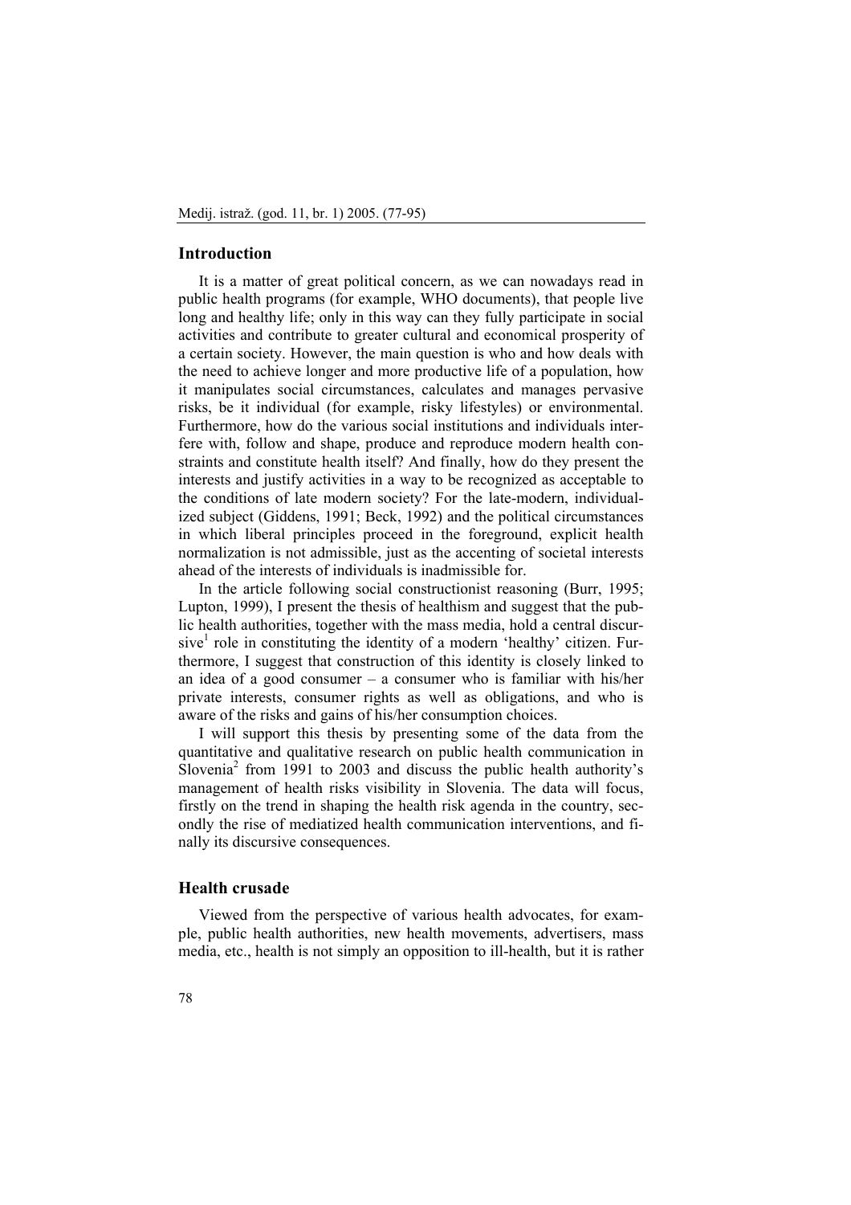## Introduction

It is a matter of great political concern, as we can nowadays read in public health programs (for example, WHO documents), that people live long and healthy life; only in this way can they fully participate in social activities and contribute to greater cultural and economical prosperity of a certain society. However, the main question is who and how deals with the need to achieve longer and more productive life of a population, how it manipulates social circumstances, calculates and manages pervasive risks, be it individual (for example, risky lifestyles) or environmental. Furthermore, how do the various social institutions and individuals interfere with, follow and shape, produce and reproduce modern health constraints and constitute health itself? And finally, how do they present the interests and justify activities in a way to be recognized as acceptable to the conditions of late modern society? For the late-modern, individualized subject (Giddens, 1991; Beck, 1992) and the political circumstances in which liberal principles proceed in the foreground, explicit health normalization is not admissible, just as the accenting of societal interests ahead of the interests of individuals is inadmissible for.

In the article following social constructionist reasoning (Burr, 1995; Lupton, 1999), I present the thesis of healthism and suggest that the public health authorities, together with the mass media, hold a central discursive[1] role in constituting the identity of a modern 'healthy' citizen. Furthermore, I suggest that construction of this identity is closely linked to an idea of a good consumer – a consumer who is familiar with his/her private interests, consumer rights as well as obligations, and who is aware of the risks and gains of his/her consumption choices.

I will support this thesis by presenting some of the data from the quantitative and qualitative research on public health communication in Slovenia[2] from 1991 to 2003 and discuss the public health authority's management of health risks visibility in Slovenia. The data will focus, firstly on the trend in shaping the health risk agenda in the country, secondly the rise of mediatized health communication interventions, and finally its discursive consequences.

## Health crusade

Viewed from the perspective of various health advocates, for example, public health authorities, new health movements, advertisers, mass media, etc., health is not simply an opposition to ill-health, but it is rather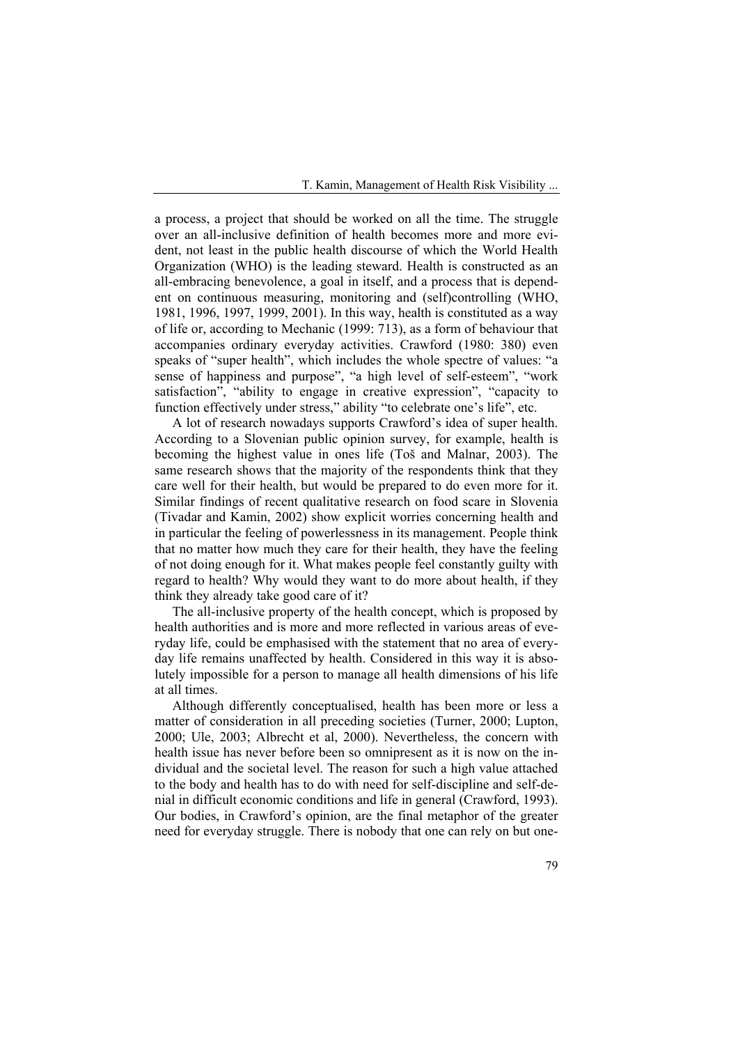a process, a project that should be worked on all the time. The struggle over an all-inclusive definition of health becomes more and more evident, not least in the public health discourse of which the World Health Organization (WHO) is the leading steward. Health is constructed as an all-embracing benevolence, a goal in itself, and a process that is dependent on continuous measuring, monitoring and (self)controlling (WHO, 1981, 1996, 1997, 1999, 2001). In this way, health is constituted as a way of life or, according to Mechanic (1999: 713), as a form of behaviour that accompanies ordinary everyday activities. Crawford (1980: 380) even speaks of "super health", which includes the whole spectre of values: "a sense of happiness and purpose", "a high level of self-esteem", "work satisfaction", "ability to engage in creative expression", "capacity to function effectively under stress," ability "to celebrate one's life", etc.

A lot of research nowadays supports Crawford's idea of super health. According to a Slovenian public opinion survey, for example, health is becoming the highest value in ones life (Toš and Malnar, 2003). The same research shows that the majority of the respondents think that they care well for their health, but would be prepared to do even more for it. Similar findings of recent qualitative research on food scare in Slovenia (Tivadar and Kamin, 2002) show explicit worries concerning health and in particular the feeling of powerlessness in its management. People think that no matter how much they care for their health, they have the feeling of not doing enough for it. What makes people feel constantly guilty with regard to health? Why would they want to do more about health, if they think they already take good care of it?

The all-inclusive property of the health concept, which is proposed by health authorities and is more and more reflected in various areas of everyday life, could be emphasised with the statement that no area of everyday life remains unaffected by health. Considered in this way it is absolutely impossible for a person to manage all health dimensions of his life at all times.

Although differently conceptualised, health has been more or less a matter of consideration in all preceding societies (Turner, 2000; Lupton, 2000; Ule, 2003; Albrecht et al, 2000). Nevertheless, the concern with health issue has never before been so omnipresent as it is now on the individual and the societal level. The reason for such a high value attached to the body and health has to do with need for self-discipline and self-denial in difficult economic conditions and life in general (Crawford, 1993). Our bodies, in Crawford's opinion, are the final metaphor of the greater need for everyday struggle. There is nobody that one can rely on but one-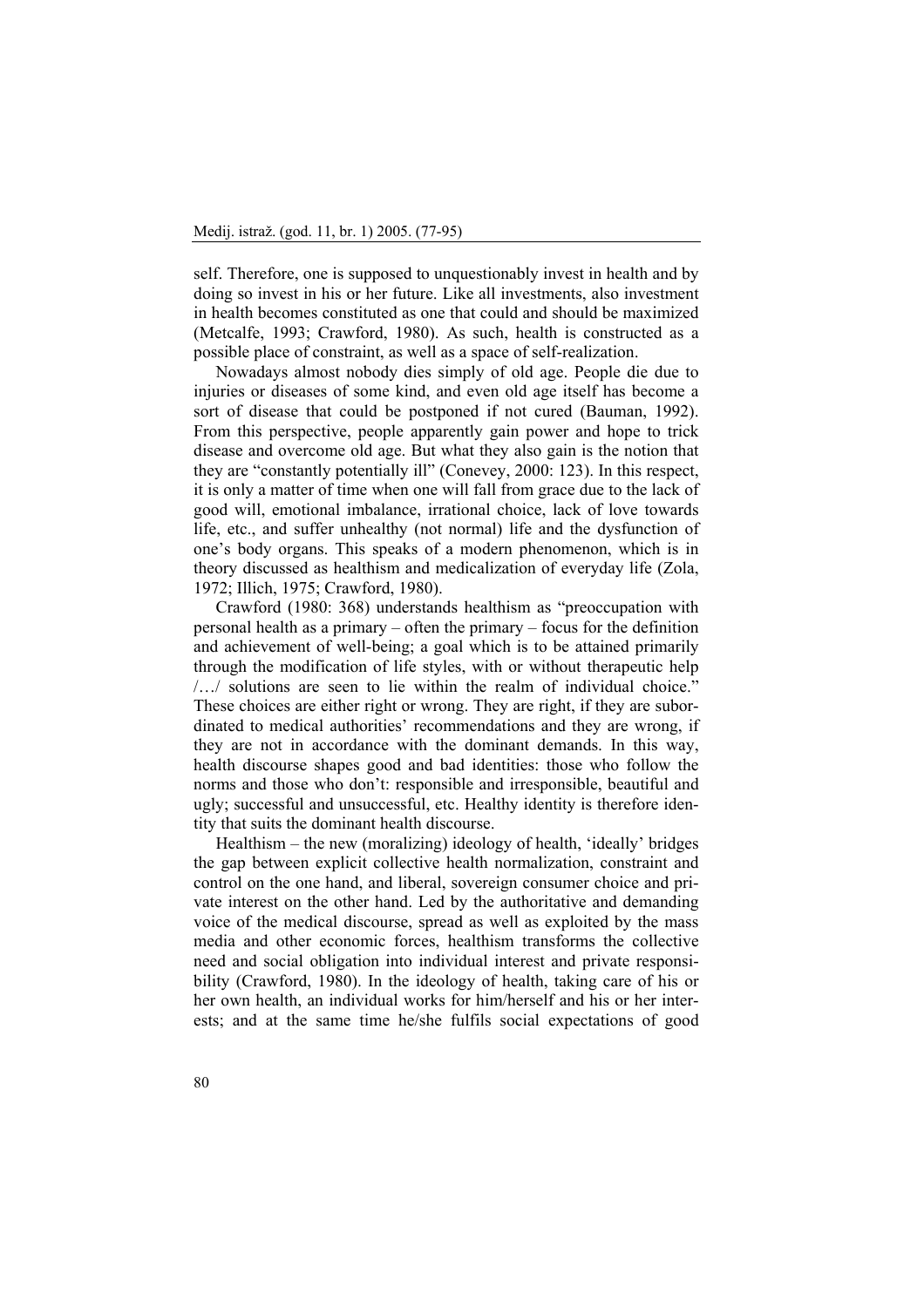self. Therefore, one is supposed to unquestionably invest in health and by doing so invest in his or her future. Like all investments, also investment in health becomes constituted as one that could and should be maximized (Metcalfe, 1993; Crawford, 1980). As such, health is constructed as a possible place of constraint, as well as a space of self-realization.

Nowadays almost nobody dies simply of old age. People die due to injuries or diseases of some kind, and even old age itself has become a sort of disease that could be postponed if not cured (Bauman, 1992). From this perspective, people apparently gain power and hope to trick disease and overcome old age. But what they also gain is the notion that they are "constantly potentially ill" (Conevey, 2000: 123). In this respect, it is only a matter of time when one will fall from grace due to the lack of good will, emotional imbalance, irrational choice, lack of love towards life, etc., and suffer unhealthy (not normal) life and the dysfunction of one's body organs. This speaks of a modern phenomenon, which is in theory discussed as healthism and medicalization of everyday life (Zola, 1972; Illich, 1975; Crawford, 1980).

Crawford (1980: 368) understands healthism as "preoccupation with personal health as a primary – often the primary – focus for the definition and achievement of well-being; a goal which is to be attained primarily through the modification of life styles, with or without therapeutic help /…/ solutions are seen to lie within the realm of individual choice." These choices are either right or wrong. They are right, if they are subordinated to medical authorities' recommendations and they are wrong, if they are not in accordance with the dominant demands. In this way, health discourse shapes good and bad identities: those who follow the norms and those who don't: responsible and irresponsible, beautiful and ugly; successful and unsuccessful, etc. Healthy identity is therefore identity that suits the dominant health discourse.

Healthism – the new (moralizing) ideology of health, 'ideally' bridges the gap between explicit collective health normalization, constraint and control on the one hand, and liberal, sovereign consumer choice and private interest on the other hand. Led by the authoritative and demanding voice of the medical discourse, spread as well as exploited by the mass media and other economic forces, healthism transforms the collective need and social obligation into individual interest and private responsibility (Crawford, 1980). In the ideology of health, taking care of his or her own health, an individual works for him/herself and his or her interests; and at the same time he/she fulfils social expectations of good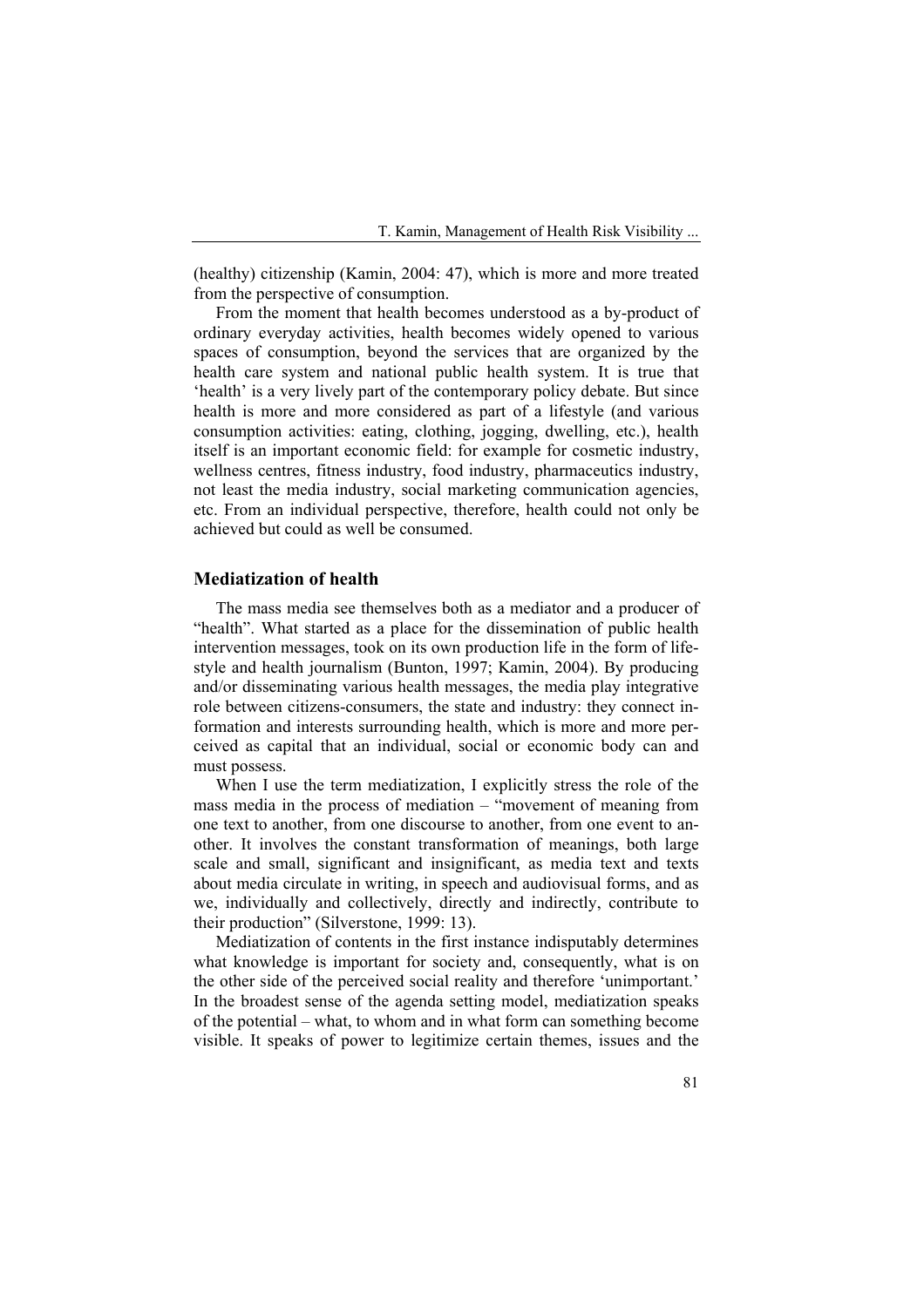(healthy) citizenship (Kamin, 2004: 47), which is more and more treated from the perspective of consumption.

From the moment that health becomes understood as a by-product of ordinary everyday activities, health becomes widely opened to various spaces of consumption, beyond the services that are organized by the health care system and national public health system. It is true that 'health' is a very lively part of the contemporary policy debate. But since health is more and more considered as part of a lifestyle (and various consumption activities: eating, clothing, jogging, dwelling, etc.), health itself is an important economic field: for example for cosmetic industry, wellness centres, fitness industry, food industry, pharmaceutics industry, not least the media industry, social marketing communication agencies, etc. From an individual perspective, therefore, health could not only be achieved but could as well be consumed.

## Mediatization of health

The mass media see themselves both as a mediator and a producer of "health". What started as a place for the dissemination of public health intervention messages, took on its own production life in the form of lifestyle and health journalism (Bunton, 1997; Kamin, 2004). By producing and/or disseminating various health messages, the media play integrative role between citizens-consumers, the state and industry: they connect information and interests surrounding health, which is more and more perceived as capital that an individual, social or economic body can and must possess.

When I use the term mediatization, I explicitly stress the role of the mass media in the process of mediation – "movement of meaning from one text to another, from one discourse to another, from one event to another. It involves the constant transformation of meanings, both large scale and small, significant and insignificant, as media text and texts about media circulate in writing, in speech and audiovisual forms, and as we, individually and collectively, directly and indirectly, contribute to their production" (Silverstone, 1999: 13).

Mediatization of contents in the first instance indisputably determines what knowledge is important for society and, consequently, what is on the other side of the perceived social reality and therefore 'unimportant.' In the broadest sense of the agenda setting model, mediatization speaks of the potential – what, to whom and in what form can something become visible. It speaks of power to legitimize certain themes, issues and the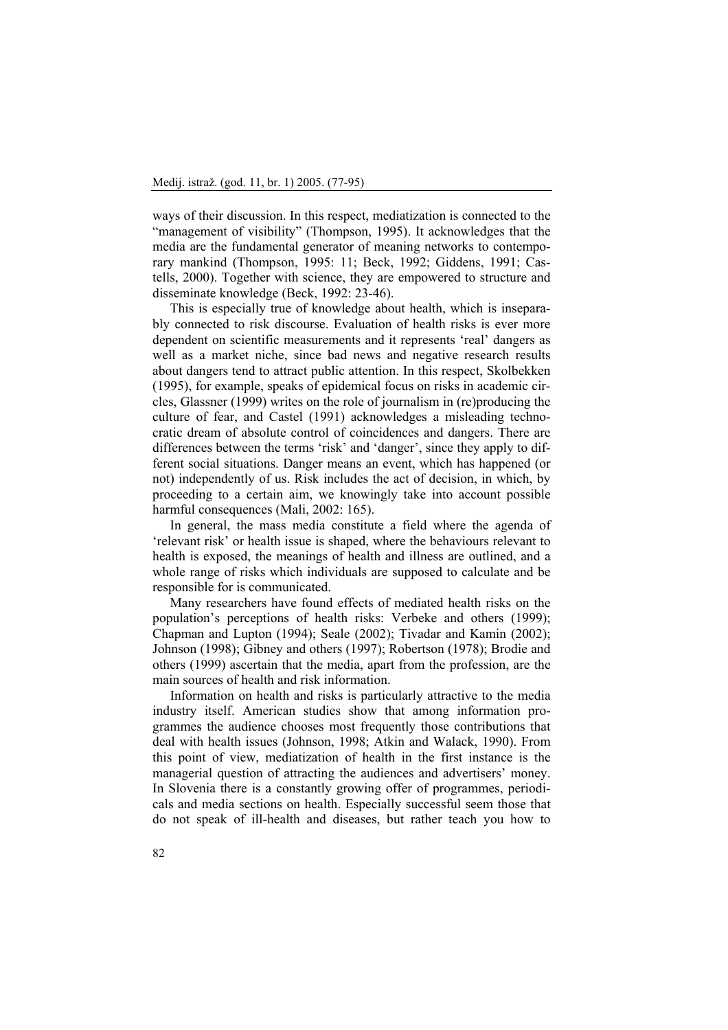ways of their discussion. In this respect, mediatization is connected to the "management of visibility" (Thompson, 1995). It acknowledges that the media are the fundamental generator of meaning networks to contemporary mankind (Thompson, 1995: 11; Beck, 1992; Giddens, 1991; Castells, 2000). Together with science, they are empowered to structure and disseminate knowledge (Beck, 1992: 23-46).

This is especially true of knowledge about health, which is inseparably connected to risk discourse. Evaluation of health risks is ever more dependent on scientific measurements and it represents 'real' dangers as well as a market niche, since bad news and negative research results about dangers tend to attract public attention. In this respect, Skolbekken (1995), for example, speaks of epidemical focus on risks in academic circles, Glassner (1999) writes on the role of journalism in (re)producing the culture of fear, and Castel (1991) acknowledges a misleading technocratic dream of absolute control of coincidences and dangers. There are differences between the terms 'risk' and 'danger', since they apply to different social situations. Danger means an event, which has happened (or not) independently of us. Risk includes the act of decision, in which, by proceeding to a certain aim, we knowingly take into account possible harmful consequences (Mali, 2002: 165).

In general, the mass media constitute a field where the agenda of 'relevant risk' or health issue is shaped, where the behaviours relevant to health is exposed, the meanings of health and illness are outlined, and a whole range of risks which individuals are supposed to calculate and be responsible for is communicated.

Many researchers have found effects of mediated health risks on the population's perceptions of health risks: Verbeke and others (1999); Chapman and Lupton (1994); Seale (2002); Tivadar and Kamin (2002); Johnson (1998); Gibney and others (1997); Robertson (1978); Brodie and others (1999) ascertain that the media, apart from the profession, are the main sources of health and risk information.

Information on health and risks is particularly attractive to the media industry itself. American studies show that among information programmes the audience chooses most frequently those contributions that deal with health issues (Johnson, 1998; Atkin and Walack, 1990). From this point of view, mediatization of health in the first instance is the managerial question of attracting the audiences and advertisers' money. In Slovenia there is a constantly growing offer of programmes, periodicals and media sections on health. Especially successful seem those that do not speak of ill-health and diseases, but rather teach you how to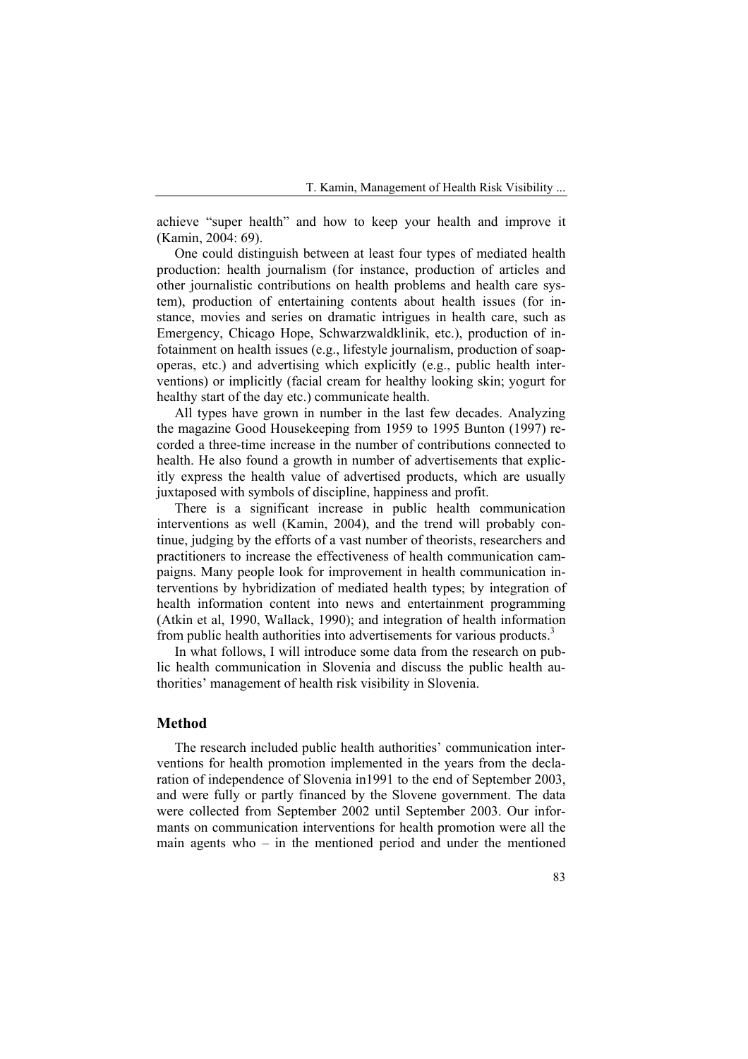achieve "super health" and how to keep your health and improve it (Kamin, 2004: 69).

One could distinguish between at least four types of mediated health production: health journalism (for instance, production of articles and other journalistic contributions on health problems and health care system), production of entertaining contents about health issues (for instance, movies and series on dramatic intrigues in health care, such as Emergency, Chicago Hope, Schwarzwaldklinik, etc.), production of infotainment on health issues (e.g., lifestyle journalism, production of soap-operas, etc.) and advertising which explicitly (e.g., public health interventions) or implicitly (facial cream for healthy looking skin; yogurt for healthy start of the day etc.) communicate health.

All types have grown in number in the last few decades. Analyzing the magazine Good Housekeeping from 1959 to 1995 Bunton (1997) recorded a three-time increase in the number of contributions connected to health. He also found a growth in number of advertisements that explicitly express the health value of advertised products, which are usually juxtaposed with symbols of discipline, happiness and profit.

There is a significant increase in public health communication interventions as well (Kamin, 2004), and the trend will probably continue, judging by the efforts of a vast number of theorists, researchers and practitioners to increase the effectiveness of health communication campaigns. Many people look for improvement in health communication interventions by hybridization of mediated health types; by integration of health information content into news and entertainment programming (Atkin et al, 1990, Wallack, 1990); and integration of health information from public health authorities into advertisements for various products.[3]

In what follows, I will introduce some data from the research on public health communication in Slovenia and discuss the public health authorities' management of health risk visibility in Slovenia.

## Method

The research included public health authorities' communication interventions for health promotion implemented in the years from the declaration of independence of Slovenia in1991 to the end of September 2003, and were fully or partly financed by the Slovene government. The data were collected from September 2002 until September 2003. Our informants on communication interventions for health promotion were all the main agents who – in the mentioned period and under the mentioned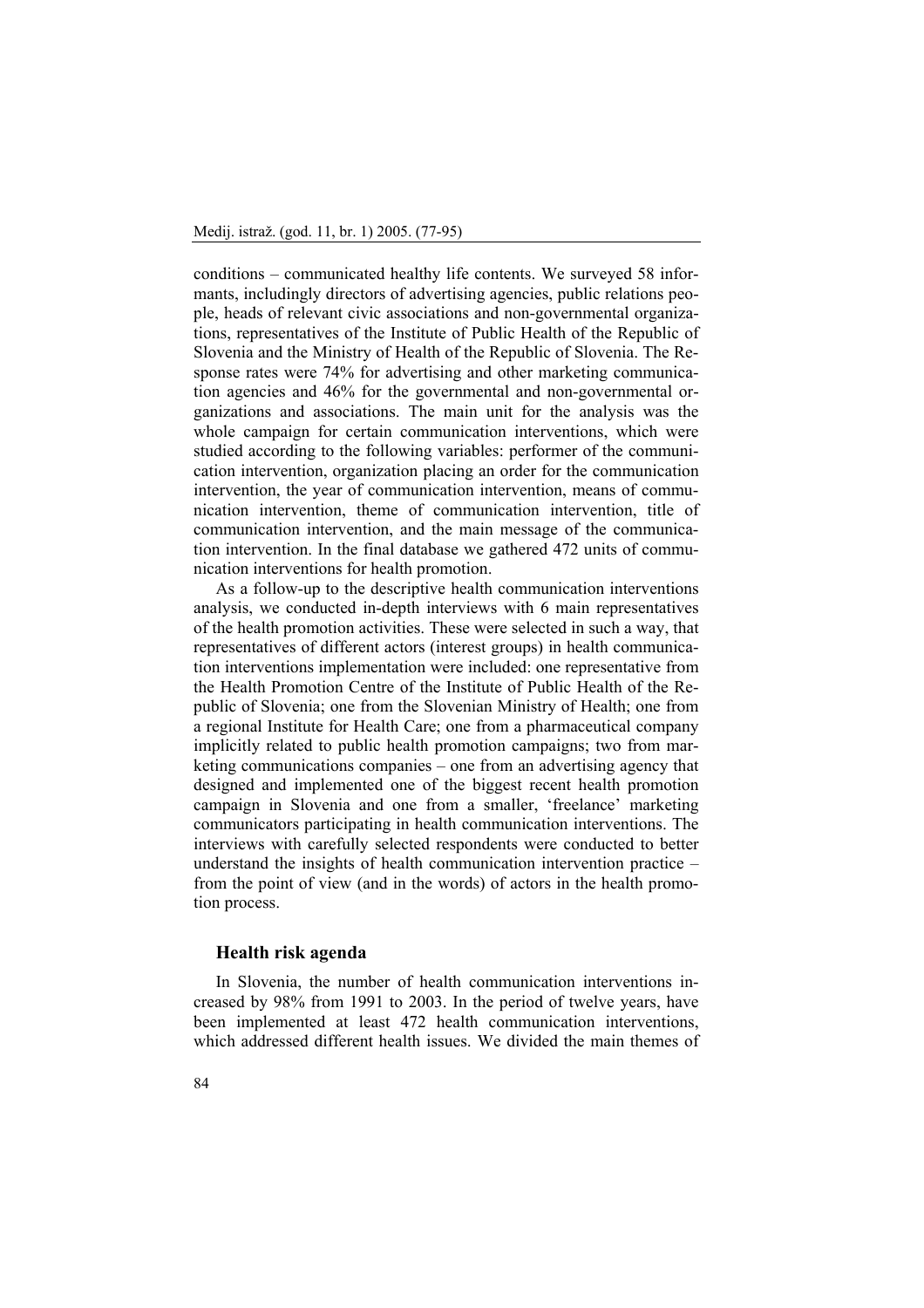conditions – communicated healthy life contents. We surveyed 58 informants, includingly directors of advertising agencies, public relations people, heads of relevant civic associations and non-governmental organizations, representatives of the Institute of Public Health of the Republic of Slovenia and the Ministry of Health of the Republic of Slovenia. The Response rates were 74% for advertising and other marketing communication agencies and 46% for the governmental and non-governmental organizations and associations. The main unit for the analysis was the whole campaign for certain communication interventions, which were studied according to the following variables: performer of the communication intervention, organization placing an order for the communication intervention, the year of communication intervention, means of communication intervention, theme of communication intervention, title of communication intervention, and the main message of the communication intervention. In the final database we gathered 472 units of communication interventions for health promotion.

As a follow-up to the descriptive health communication interventions analysis, we conducted in-depth interviews with 6 main representatives of the health promotion activities. These were selected in such a way, that representatives of different actors (interest groups) in health communication interventions implementation were included: one representative from the Health Promotion Centre of the Institute of Public Health of the Republic of Slovenia; one from the Slovenian Ministry of Health; one from a regional Institute for Health Care; one from a pharmaceutical company implicitly related to public health promotion campaigns; two from marketing communications companies – one from an advertising agency that designed and implemented one of the biggest recent health promotion campaign in Slovenia and one from a smaller, 'freelance' marketing communicators participating in health communication interventions. The interviews with carefully selected respondents were conducted to better understand the insights of health communication intervention practice – from the point of view (and in the words) of actors in the health promotion process.

## Health risk agenda

In Slovenia, the number of health communication interventions increased by 98% from 1991 to 2003. In the period of twelve years, have been implemented at least 472 health communication interventions, which addressed different health issues. We divided the main themes of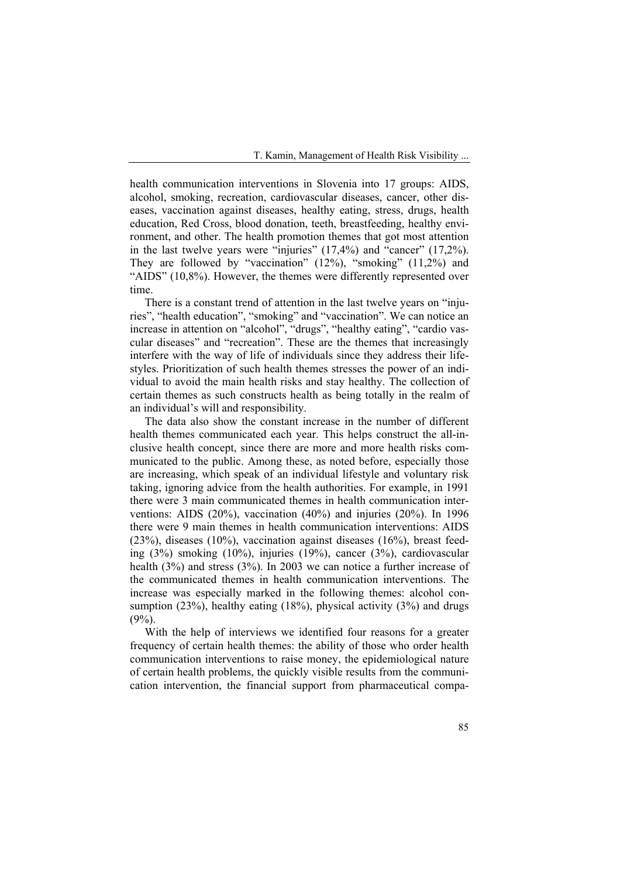health communication interventions in Slovenia into 17 groups: AIDS, alcohol, smoking, recreation, cardiovascular diseases, cancer, other diseases, vaccination against diseases, healthy eating, stress, drugs, health education, Red Cross, blood donation, teeth, breastfeeding, healthy environment, and other. The health promotion themes that got most attention in the last twelve years were "injuries" (17,4%) and "cancer" (17,2%). They are followed by "vaccination" (12%), "smoking" (11,2%) and "AIDS" (10,8%). However, the themes were differently represented over time.

There is a constant trend of attention in the last twelve years on "injuries", "health education", "smoking" and "vaccination". We can notice an increase in attention on "alcohol", "drugs", "healthy eating", "cardio vascular diseases" and "recreation". These are the themes that increasingly interfere with the way of life of individuals since they address their lifestyles. Prioritization of such health themes stresses the power of an individual to avoid the main health risks and stay healthy. The collection of certain themes as such constructs health as being totally in the realm of an individual's will and responsibility.

The data also show the constant increase in the number of different health themes communicated each year. This helps construct the all-inclusive health concept, since there are more and more health risks communicated to the public. Among these, as noted before, especially those are increasing, which speak of an individual lifestyle and voluntary risk taking, ignoring advice from the health authorities. For example, in 1991 there were 3 main communicated themes in health communication interventions: AIDS (20%), vaccination (40%) and injuries (20%). In 1996 there were 9 main themes in health communication interventions: AIDS (23%), diseases (10%), vaccination against diseases (16%), breast feeding (3%) smoking (10%), injuries (19%), cancer (3%), cardiovascular health (3%) and stress (3%). In 2003 we can notice a further increase of the communicated themes in health communication interventions. The increase was especially marked in the following themes: alcohol consumption (23%), healthy eating (18%), physical activity (3%) and drugs (9%).

With the help of interviews we identified four reasons for a greater frequency of certain health themes: the ability of those who order health communication interventions to raise money, the epidemiological nature of certain health problems, the quickly visible results from the communication intervention, the financial support from pharmaceutical compa-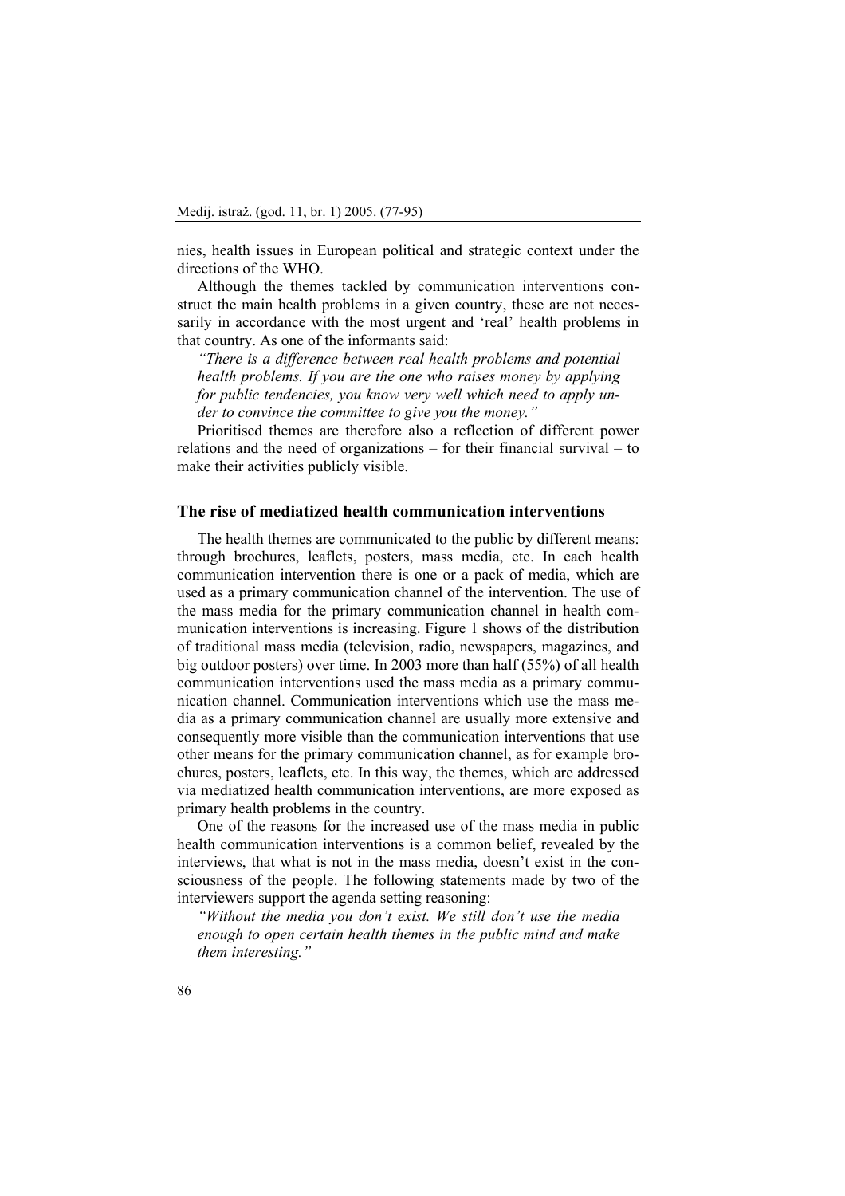nies, health issues in European political and strategic context under the directions of the WHO.

Although the themes tackled by communication interventions construct the main health problems in a given country, these are not necessarily in accordance with the most urgent and 'real' health problems in that country. As one of the informants said:

> *"There is a difference between real health problems and potential health problems. If you are the one who raises money by applying for public tendencies, you know very well which need to apply under to convince the committee to give you the money."*

Prioritised themes are therefore also a reflection of different power relations and the need of organizations – for their financial survival – to make their activities publicly visible.

## The rise of mediatized health communication interventions

The health themes are communicated to the public by different means: through brochures, leaflets, posters, mass media, etc. In each health communication intervention there is one or a pack of media, which are used as a primary communication channel of the intervention. The use of the mass media for the primary communication channel in health communication interventions is increasing. Figure 1 shows of the distribution of traditional mass media (television, radio, newspapers, magazines, and big outdoor posters) over time. In 2003 more than half (55%) of all health communication interventions used the mass media as a primary communication channel. Communication interventions which use the mass media as a primary communication channel are usually more extensive and consequently more visible than the communication interventions that use other means for the primary communication channel, as for example brochures, posters, leaflets, etc. In this way, the themes, which are addressed via mediatized health communication interventions, are more exposed as primary health problems in the country.

One of the reasons for the increased use of the mass media in public health communication interventions is a common belief, revealed by the interviews, that what is not in the mass media, doesn't exist in the consciousness of the people. The following statements made by two of the interviewers support the agenda setting reasoning:

> *"Without the media you don't exist. We still don't use the media enough to open certain health themes in the public mind and make them interesting."*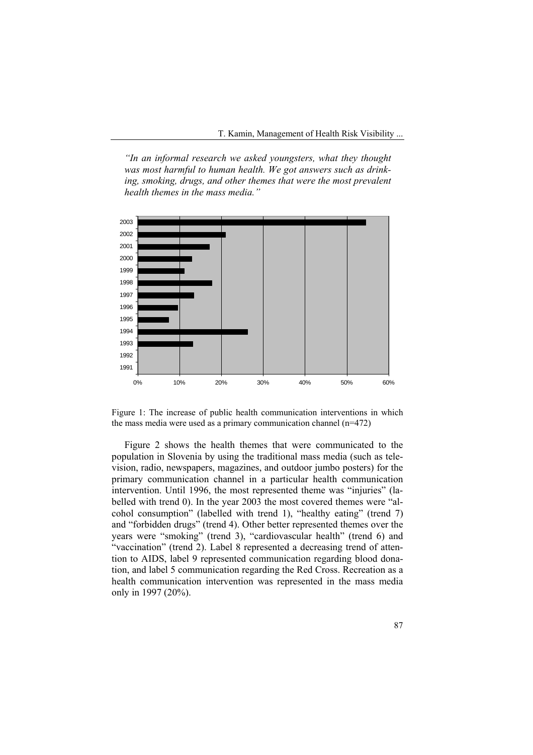*"In an informal research we asked youngsters, what they thought was most harmful to human health. We got answers such as drinking, smoking, drugs, and other themes that were the most prevalent health themes in the mass media."*

Figure 1: The increase of public health communication interventions in which the mass media were used as a primary communication channel (n=472)

Figure 2 shows the health themes that were communicated to the population in Slovenia by using the traditional mass media (such as television, radio, newspapers, magazines, and outdoor jumbo posters) for the primary communication channel in a particular health communication intervention. Until 1996, the most represented theme was "injuries" (labelled with trend 0). In the year 2003 the most covered themes were "alcohol consumption" (labelled with trend 1), "healthy eating" (trend 7) and "forbidden drugs" (trend 4). Other better represented themes over the years were "smoking" (trend 3), "cardiovascular health" (trend 6) and "vaccination" (trend 2). Label 8 represented a decreasing trend of attention to AIDS, label 9 represented communication regarding blood donation, and label 5 communication regarding the Red Cross. Recreation as a health communication intervention was represented in the mass media only in 1997 (20%).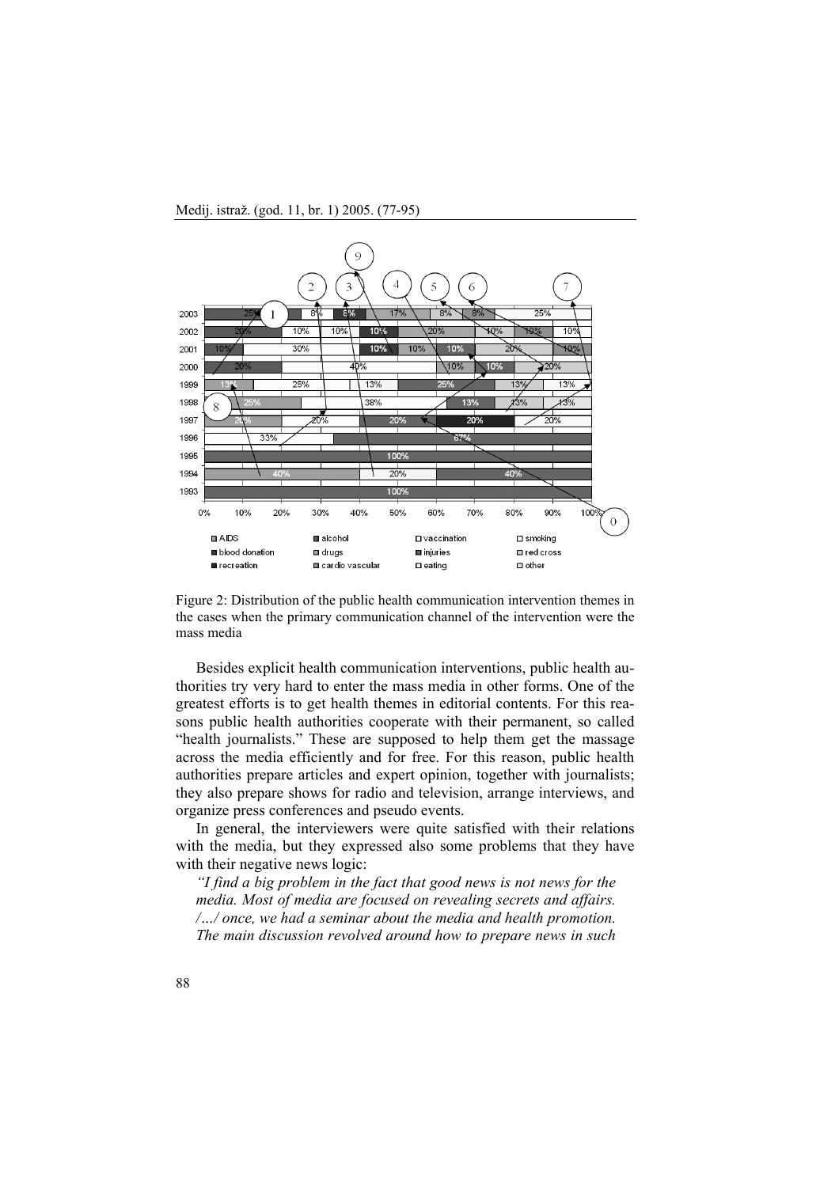Figure 2: Distribution of the public health communication intervention themes in the cases when the primary communication channel of the intervention were the mass media

Besides explicit health communication interventions, public health authorities try very hard to enter the mass media in other forms. One of the greatest efforts is to get health themes in editorial contents. For this reasons public health authorities cooperate with their permanent, so called "health journalists." These are supposed to help them get the massage across the media efficiently and for free. For this reason, public health authorities prepare articles and expert opinion, together with journalists; they also prepare shows for radio and television, arrange interviews, and organize press conferences and pseudo events.

In general, the interviewers were quite satisfied with their relations with the media, but they expressed also some problems that they have with their negative news logic:

*"I find a big problem in the fact that good news is not news for the media. Most of media are focused on revealing secrets and affairs. /…/ once, we had a seminar about the media and health promotion. The main discussion revolved around how to prepare news in such*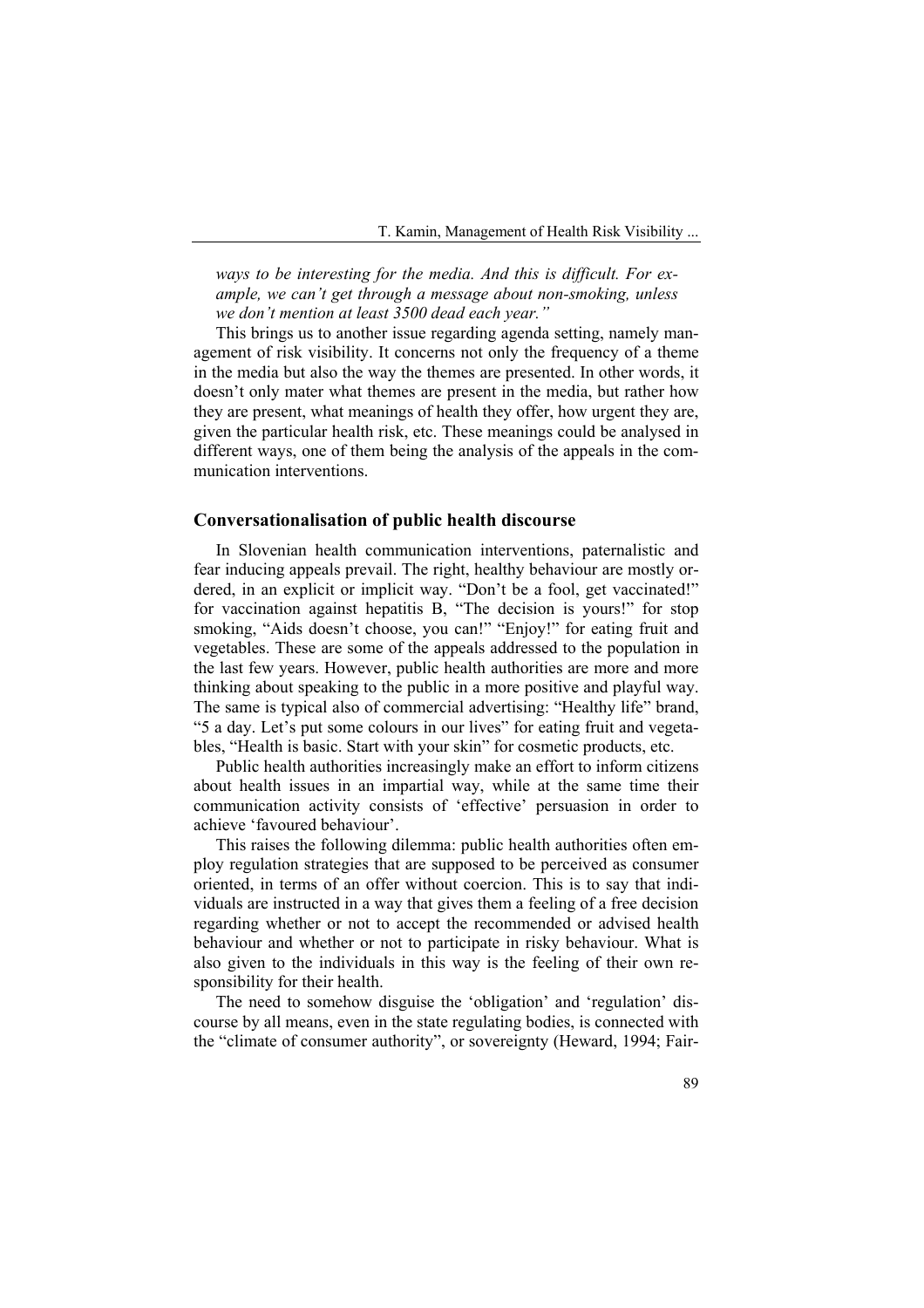*ways to be interesting for the media. And this is difficult. For example, we can't get through a message about non-smoking, unless we don't mention at least 3500 dead each year."*

This brings us to another issue regarding agenda setting, namely management of risk visibility. It concerns not only the frequency of a theme in the media but also the way the themes are presented. In other words, it doesn't only mater what themes are present in the media, but rather how they are present, what meanings of health they offer, how urgent they are, given the particular health risk, etc. These meanings could be analysed in different ways, one of them being the analysis of the appeals in the communication interventions.

## Conversationalisation of public health discourse

In Slovenian health communication interventions, paternalistic and fear inducing appeals prevail. The right, healthy behaviour are mostly ordered, in an explicit or implicit way. "Don't be a fool, get vaccinated!" for vaccination against hepatitis B, "The decision is yours!" for stop smoking, "Aids doesn't choose, you can!" "Enjoy!" for eating fruit and vegetables. These are some of the appeals addressed to the population in the last few years. However, public health authorities are more and more thinking about speaking to the public in a more positive and playful way. The same is typical also of commercial advertising: "Healthy life" brand, "5 a day. Let's put some colours in our lives" for eating fruit and vegetables, "Health is basic. Start with your skin" for cosmetic products, etc.

Public health authorities increasingly make an effort to inform citizens about health issues in an impartial way, while at the same time their communication activity consists of 'effective' persuasion in order to achieve 'favoured behaviour'.

This raises the following dilemma: public health authorities often employ regulation strategies that are supposed to be perceived as consumer oriented, in terms of an offer without coercion. This is to say that individuals are instructed in a way that gives them a feeling of a free decision regarding whether or not to accept the recommended or advised health behaviour and whether or not to participate in risky behaviour. What is also given to the individuals in this way is the feeling of their own responsibility for their health.

The need to somehow disguise the 'obligation' and 'regulation' discourse by all means, even in the state regulating bodies, is connected with the "climate of consumer authority", or sovereignty (Heward, 1994; Fair-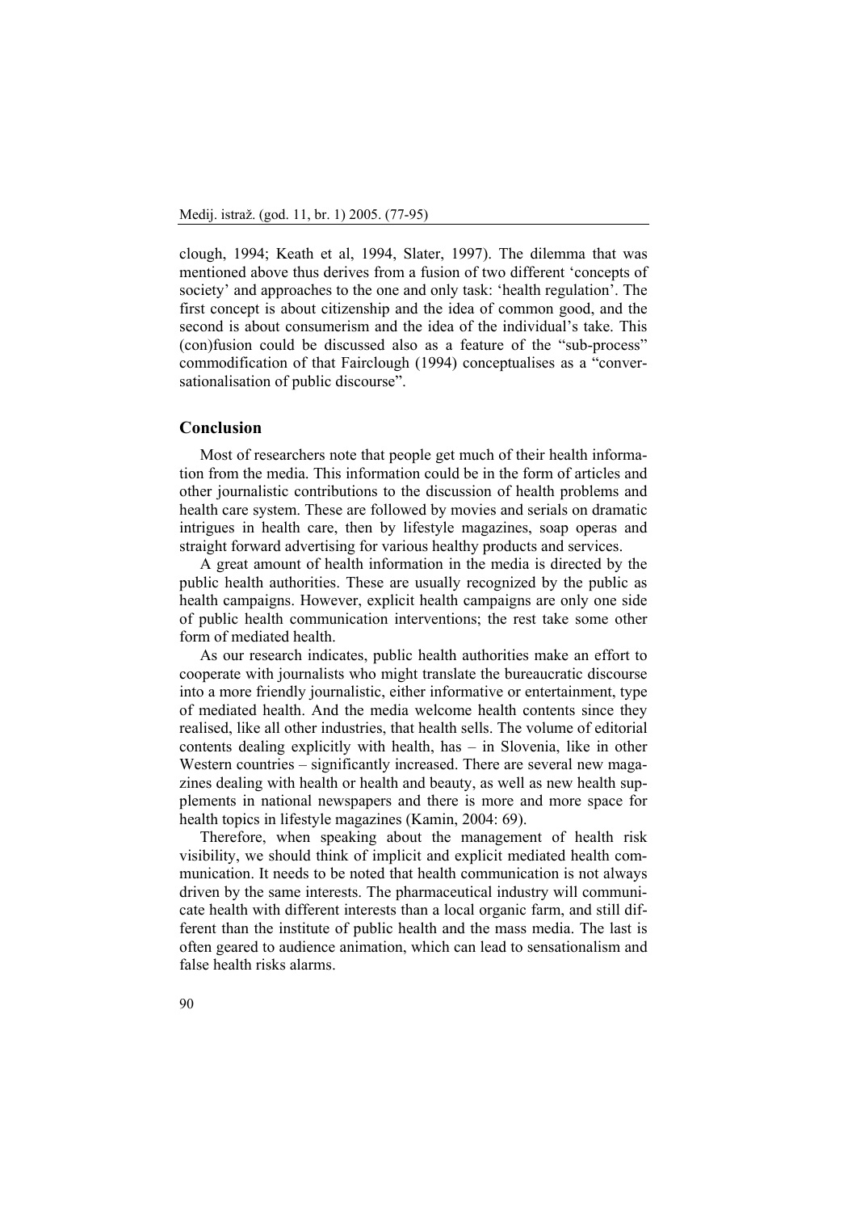clough, 1994; Keath et al, 1994, Slater, 1997). The dilemma that was mentioned above thus derives from a fusion of two different 'concepts of society' and approaches to the one and only task: 'health regulation'. The first concept is about citizenship and the idea of common good, and the second is about consumerism and the idea of the individual's take. This (con)fusion could be discussed also as a feature of the "sub-process" commodification of that Fairclough (1994) conceptualises as a "conversationalisation of public discourse".

## Conclusion

Most of researchers note that people get much of their health information from the media. This information could be in the form of articles and other journalistic contributions to the discussion of health problems and health care system. These are followed by movies and serials on dramatic intrigues in health care, then by lifestyle magazines, soap operas and straight forward advertising for various healthy products and services.

A great amount of health information in the media is directed by the public health authorities. These are usually recognized by the public as health campaigns. However, explicit health campaigns are only one side of public health communication interventions; the rest take some other form of mediated health.

As our research indicates, public health authorities make an effort to cooperate with journalists who might translate the bureaucratic discourse into a more friendly journalistic, either informative or entertainment, type of mediated health. And the media welcome health contents since they realised, like all other industries, that health sells. The volume of editorial contents dealing explicitly with health, has – in Slovenia, like in other Western countries – significantly increased. There are several new magazines dealing with health or health and beauty, as well as new health supplements in national newspapers and there is more and more space for health topics in lifestyle magazines (Kamin, 2004: 69).

Therefore, when speaking about the management of health risk visibility, we should think of implicit and explicit mediated health communication. It needs to be noted that health communication is not always driven by the same interests. The pharmaceutical industry will communicate health with different interests than a local organic farm, and still different than the institute of public health and the mass media. The last is often geared to audience animation, which can lead to sensationalism and false health risks alarms.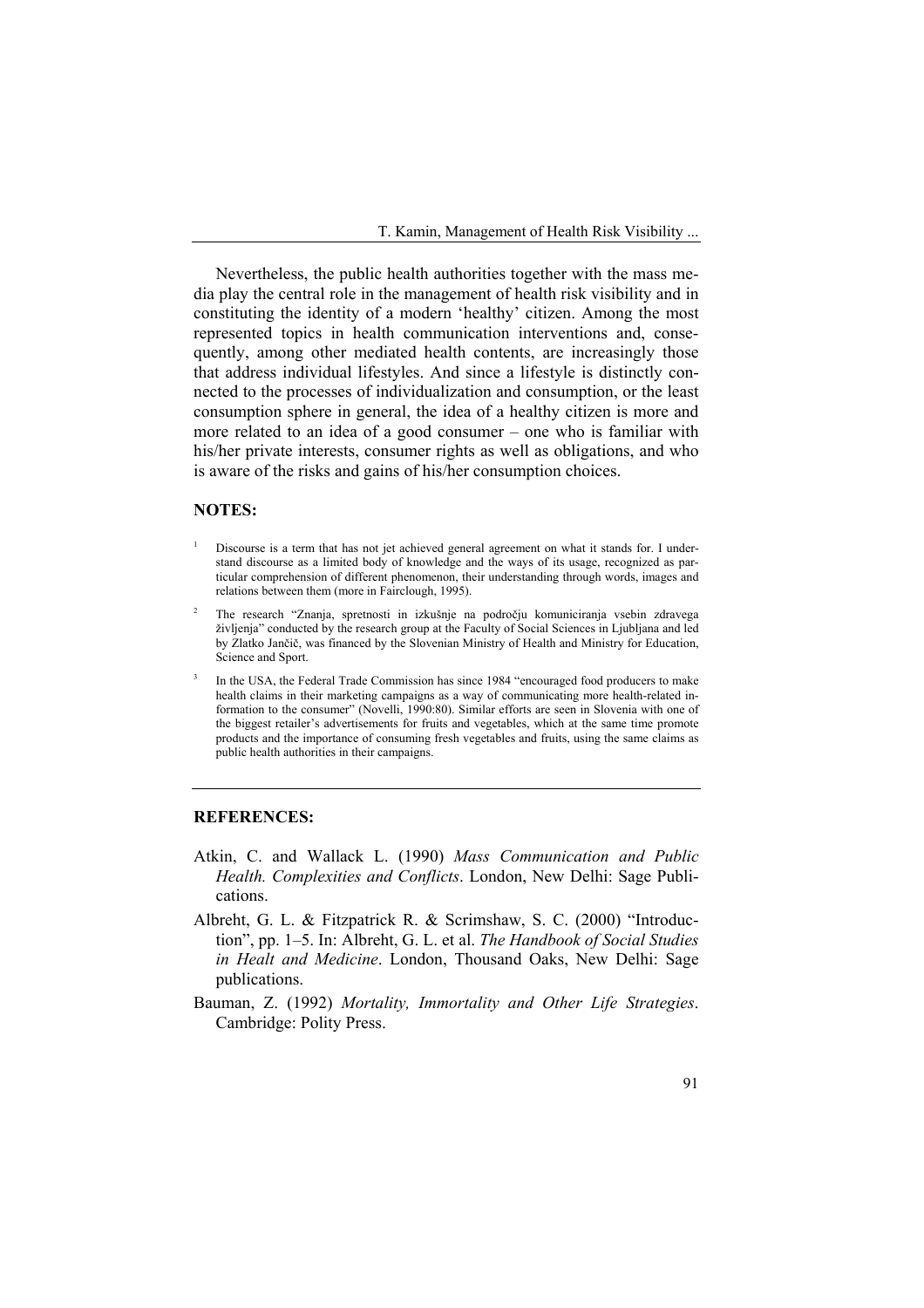Nevertheless, the public health authorities together with the mass media play the central role in the management of health risk visibility and in constituting the identity of a modern 'healthy' citizen. Among the most represented topics in health communication interventions and, consequently, among other mediated health contents, are increasingly those that address individual lifestyles. And since a lifestyle is distinctly connected to the processes of individualization and consumption, or the least consumption sphere in general, the idea of a healthy citizen is more and more related to an idea of a good consumer – one who is familiar with his/her private interests, consumer rights as well as obligations, and who is aware of the risks and gains of his/her consumption choices.

## NOTES:

[1] Discourse is a term that has not jet achieved general agreement on what it stands for. I understand discourse as a limited body of knowledge and the ways of its usage, recognized as particular comprehension of different phenomenon, their understanding through words, images and relations between them (more in Fairclough, 1995).

[2] The research "Znanja, spretnosti in izkušnje na področju komuniciranja vsebin zdravega življenja" conducted by the research group at the Faculty of Social Sciences in Ljubljana and led by Zlatko Jančič, was financed by the Slovenian Ministry of Health and Ministry for Education, Science and Sport.

[3] In the USA, the Federal Trade Commission has since 1984 "encouraged food producers to make health claims in their marketing campaigns as a way of communicating more health-related information to the consumer" (Novelli, 1990:80). Similar efforts are seen in Slovenia with one of the biggest retailer's advertisements for fruits and vegetables, which at the same time promote products and the importance of consuming fresh vegetables and fruits, using the same claims as public health authorities in their campaigns.

## REFERENCES:

Atkin, C. and Wallack L. (1990) *Mass Communication and Public Health. Complexities and Conflicts*. London, New Delhi: Sage Publications.

Albreht, G. L. & Fitzpatrick R. & Scrimshaw, S. C. (2000) "Introduction", pp. 1–5. In: Albreht, G. L. et al. *The Handbook of Social Studies in Healt and Medicine*. London, Thousand Oaks, New Delhi: Sage publications.

Bauman, Z. (1992) *Mortality, Immortality and Other Life Strategies*. Cambridge: Polity Press.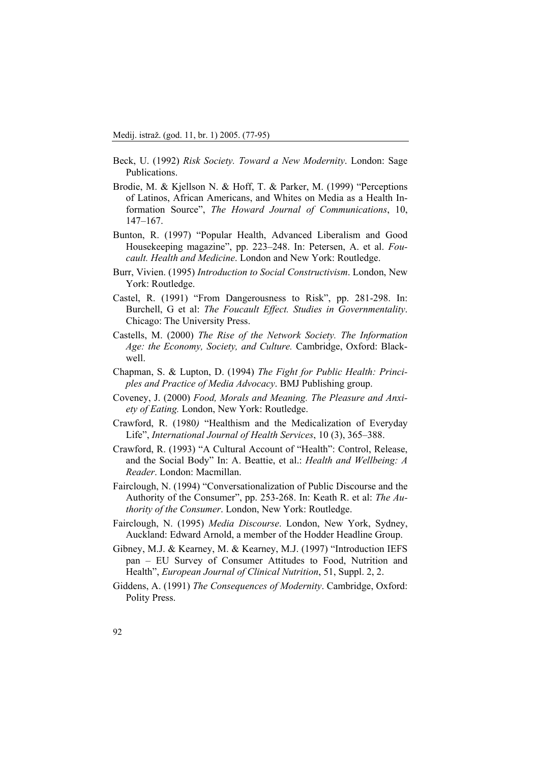Beck, U. (1992) *Risk Society. Toward a New Modernity*. London: Sage Publications.

Brodie, M. & Kjellson N. & Hoff, T. & Parker, M. (1999) "Perceptions of Latinos, African Americans, and Whites on Media as a Health Information Source", *The Howard Journal of Communications*, 10, 147–167.

Bunton, R. (1997) "Popular Health, Advanced Liberalism and Good Housekeeping magazine", pp. 223–248. In: Petersen, A. et al. *Foucault. Health and Medicine*. London and New York: Routledge.

Burr, Vivien. (1995) *Introduction to Social Constructivism*. London, New York: Routledge.

Castel, R. (1991) "From Dangerousness to Risk", pp. 281-298. In: Burchell, G et al: *The Foucault Effect. Studies in Governmentality*. Chicago: The University Press.

Castells, M. (2000) *The Rise of the Network Society. The Information Age: the Economy, Society, and Culture.* Cambridge, Oxford: Blackwell.

Chapman, S. & Lupton, D. (1994) *The Fight for Public Health: Principles and Practice of Media Advocacy*. BMJ Publishing group.

Coveney, J. (2000) *Food, Morals and Meaning. The Pleasure and Anxiety of Eating.* London, New York: Routledge.

Crawford, R. (1980*)* "Healthism and the Medicalization of Everyday Life", *International Journal of Health Services*, 10 (3), 365–388.

Crawford, R. (1993) "A Cultural Account of "Health": Control, Release, and the Social Body" In: A. Beattie, et al.: *Health and Wellbeing: A Reader*. London: Macmillan.

Fairclough, N. (1994) "Conversationalization of Public Discourse and the Authority of the Consumer", pp. 253-268. In: Keath R. et al: *The Authority of the Consumer*. London, New York: Routledge.

Fairclough, N. (1995) *Media Discourse*. London, New York, Sydney, Auckland: Edward Arnold, a member of the Hodder Headline Group.

Gibney, M.J. & Kearney, M. & Kearney, M.J. (1997) "Introduction IEFS pan – EU Survey of Consumer Attitudes to Food, Nutrition and Health", *European Journal of Clinical Nutrition*, 51, Suppl. 2, 2.

Giddens, A. (1991) *The Consequences of Modernity*. Cambridge, Oxford: Polity Press.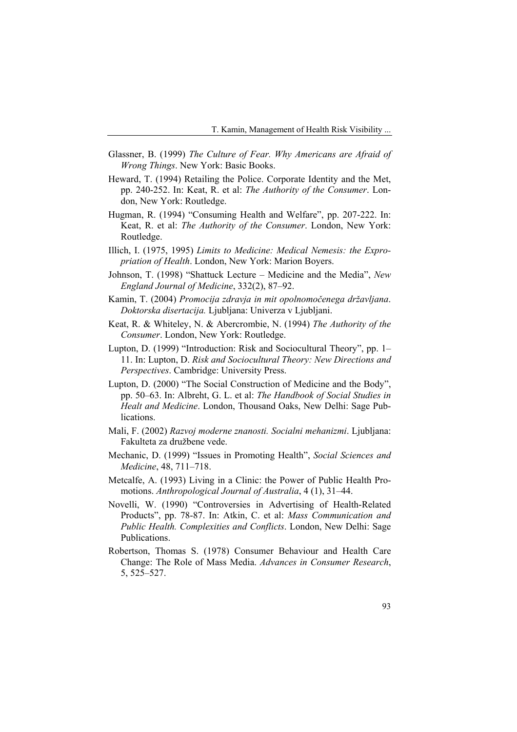Glassner, B. (1999) *The Culture of Fear. Why Americans are Afraid of Wrong Things*. New York: Basic Books.

Heward, T. (1994) Retailing the Police. Corporate Identity and the Met, pp. 240-252. In: Keat, R. et al: *The Authority of the Consumer*. London, New York: Routledge.

Hugman, R. (1994) "Consuming Health and Welfare", pp. 207-222. In: Keat, R. et al: *The Authority of the Consumer*. London, New York: Routledge.

Illich, I. (1975, 1995) *Limits to Medicine: Medical Nemesis: the Expropriation of Health*. London, New York: Marion Boyers.

Johnson, T. (1998) "Shattuck Lecture – Medicine and the Media", *New England Journal of Medicine*, 332(2), 87–92.

Kamin, T. (2004) *Promocija zdravja in mit opolnomočenega državljana*. *Doktorska disertacija.* Ljubljana: Univerza v Ljubljani.

Keat, R. & Whiteley, N. & Abercrombie, N. (1994) *The Authority of the Consumer*. London, New York: Routledge.

Lupton, D. (1999) "Introduction: Risk and Sociocultural Theory", pp. 1–11. In: Lupton, D. *Risk and Sociocultural Theory: New Directions and Perspectives*. Cambridge: University Press.

Lupton, D. (2000) "The Social Construction of Medicine and the Body", pp. 50–63. In: Albreht, G. L. et al: *The Handbook of Social Studies in Healt and Medicine*. London, Thousand Oaks, New Delhi: Sage Publications.

Mali, F. (2002) *Razvoj moderne znanosti. Socialni mehanizmi*. Ljubljana: Fakulteta za družbene vede.

Mechanic, D. (1999) "Issues in Promoting Health", *Social Sciences and Medicine*, 48, 711–718.

Metcalfe, A. (1993) Living in a Clinic: the Power of Public Health Promotions. *Anthropological Journal of Australia*, 4 (1), 31–44.

Novelli, W. (1990) "Controversies in Advertising of Health-Related Products", pp. 78-87. In: Atkin, C. et al: *Mass Communication and Public Health. Complexities and Conflicts*. London, New Delhi: Sage Publications.

Robertson, Thomas S. (1978) Consumer Behaviour and Health Care Change: The Role of Mass Media. *Advances in Consumer Research*, 5, 525–527.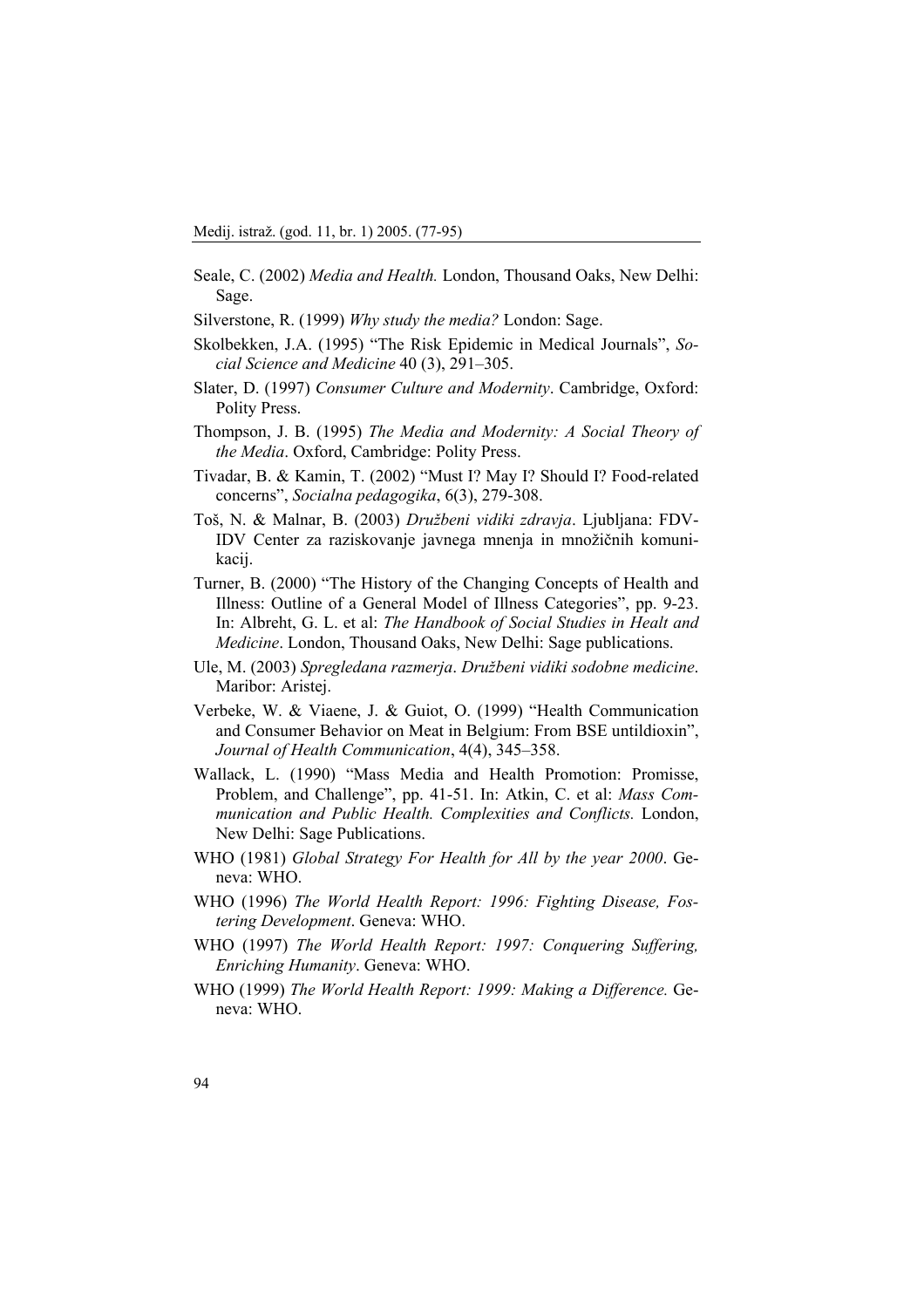Seale, C. (2002) *Media and Health.* London, Thousand Oaks, New Delhi: Sage.

Silverstone, R. (1999) *Why study the media?* London: Sage.

Skolbekken, J.A. (1995) "The Risk Epidemic in Medical Journals", *Social Science and Medicine* 40 (3), 291–305.

Slater, D. (1997) *Consumer Culture and Modernity*. Cambridge, Oxford: Polity Press.

Thompson, J. B. (1995) *The Media and Modernity: A Social Theory of the Media*. Oxford, Cambridge: Polity Press.

Tivadar, B. & Kamin, T. (2002) "Must I? May I? Should I? Food-related concerns", *Socialna pedagogika*, 6(3), 279-308.

Toš, N. & Malnar, B. (2003) *Družbeni vidiki zdravja*. Ljubljana: FDV-IDV Center za raziskovanje javnega mnenja in množičnih komunikacij.

Turner, B. (2000) "The History of the Changing Concepts of Health and Illness: Outline of a General Model of Illness Categories", pp. 9-23. In: Albreht, G. L. et al: *The Handbook of Social Studies in Healt and Medicine*. London, Thousand Oaks, New Delhi: Sage publications.

Ule, M. (2003) *Spregledana razmerja*. *Družbeni vidiki sodobne medicine*. Maribor: Aristej.

Verbeke, W. & Viaene, J. & Guiot, O. (1999) "Health Communication and Consumer Behavior on Meat in Belgium: From BSE untildioxin", *Journal of Health Communication*, 4(4), 345–358.

Wallack, L. (1990) "Mass Media and Health Promotion: Promisse, Problem, and Challenge", pp. 41-51. In: Atkin, C. et al: *Mass Communication and Public Health. Complexities and Conflicts.* London, New Delhi: Sage Publications.

WHO (1981) *Global Strategy For Health for All by the year 2000*. Geneva: WHO.

WHO (1996) *The World Health Report: 1996: Fighting Disease, Fostering Development*. Geneva: WHO.

WHO (1997) *The World Health Report: 1997: Conquering Suffering, Enriching Humanity*. Geneva: WHO.

WHO (1999) *The World Health Report: 1999: Making a Difference.* Geneva: WHO.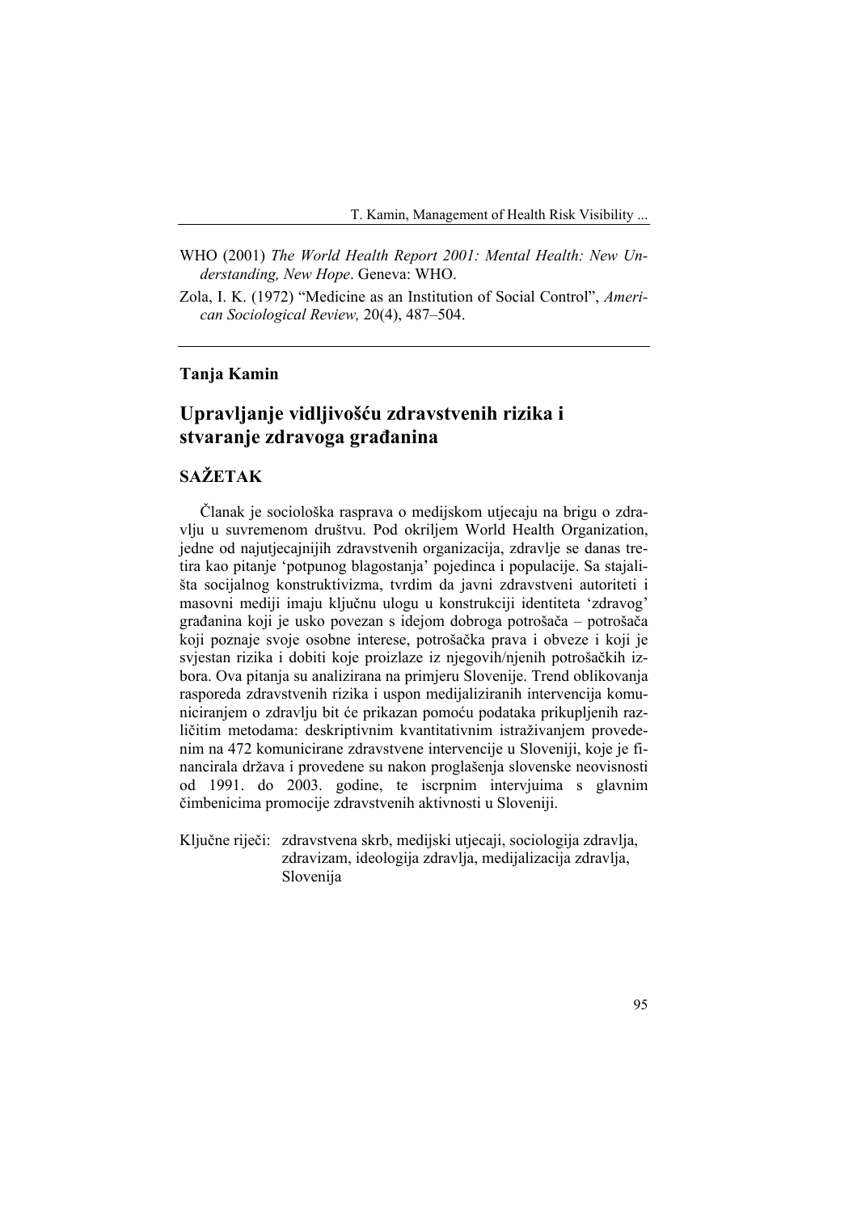WHO (2001) *The World Health Report 2001: Mental Health: New Understanding, New Hope*. Geneva: WHO.

Zola, I. K. (1972) "Medicine as an Institution of Social Control", *American Sociological Review,* 20(4), 487–504.

---

**Tanja Kamin**

## Upravljanje vidljivošću zdravstvenih rizika i stvaranje zdravoga građanina

### SAŽETAK

Članak je sociološka rasprava o medijskom utjecaju na brigu o zdravlju u suvremenom društvu. Pod okriljem World Health Organization, jedne od najutjecajnijih zdravstvenih organizacija, zdravlje se danas tretira kao pitanje 'potpunog blagostanja' pojedinca i populacije. Sa stajališta socijalnog konstruktivizma, tvrdim da javni zdravstveni autoriteti i masovni mediji imaju ključnu ulogu u konstrukciji identiteta 'zdravog' građanina koji je usko povezan s idejom dobroga potrošača – potrošača koji poznaje svoje osobne interese, potrošačka prava i obveze i koji je svjestan rizika i dobiti koje proizlaze iz njegovih/njenih potrošačkih izbora. Ova pitanja su analizirana na primjeru Slovenije. Trend oblikovanja rasporeda zdravstvenih rizika i uspon medijaliziranih intervencija komuniciranjem o zdravlju bit će prikazan pomoću podataka prikupljenih različitim metodama: deskriptivnim kvantitativnim istraživanjem provedenim na 472 komunicirane zdravstvene intervencije u Sloveniji, koje je financirala država i provedene su nakon proglašenja slovenske neovisnosti od 1991. do 2003. godine, te iscrpnim intervjuima s glavnim čimbenicima promocije zdravstvenih aktivnosti u Sloveniji.

Ključne riječi: zdravstvena skrb, medijski utjecaji, sociologija zdravlja, zdravizam, ideologija zdravlja, medijalizacija zdravlja, Slovenija